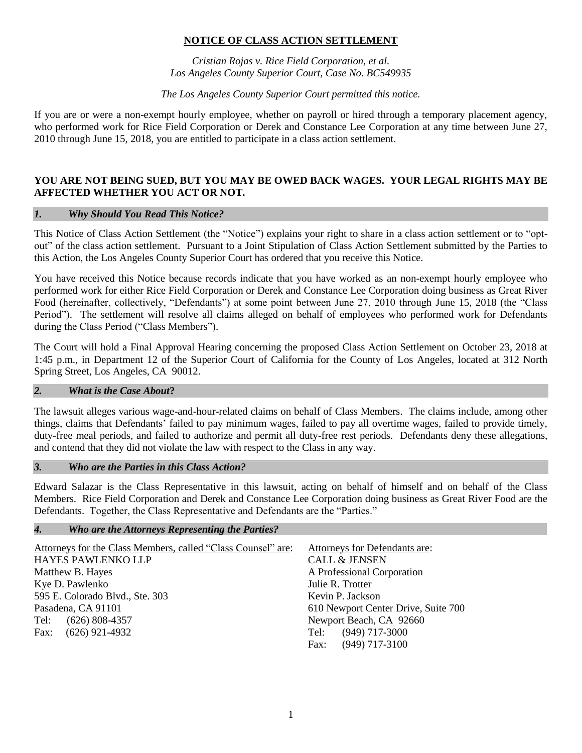# NOTICE OF CLASS ACTION SETTLEMENT

*Cristian Rojas v. Rice Field Corporation, et al.*
*Los Angeles County Superior Court, Case No. BC549935*

*The Los Angeles County Superior Court permitted this notice.*

If you are or were a non-exempt hourly employee, whether on payroll or hired through a temporary placement agency, who performed work for Rice Field Corporation or Derek and Constance Lee Corporation at any time between June 27, 2010 through June 15, 2018, you are entitled to participate in a class action settlement.

**YOU ARE NOT BEING SUED, BUT YOU MAY BE OWED BACK WAGES. YOUR LEGAL RIGHTS MAY BE AFFECTED WHETHER YOU ACT OR NOT.**

## *1. Why Should You Read This Notice?*

This Notice of Class Action Settlement (the "Notice") explains your right to share in a class action settlement or to "opt-out" of the class action settlement. Pursuant to a Joint Stipulation of Class Action Settlement submitted by the Parties to this Action, the Los Angeles County Superior Court has ordered that you receive this Notice.

You have received this Notice because records indicate that you have worked as an non-exempt hourly employee who performed work for either Rice Field Corporation or Derek and Constance Lee Corporation doing business as Great River Food (hereinafter, collectively, "Defendants") at some point between June 27, 2010 through June 15, 2018 (the "Class Period"). The settlement will resolve all claims alleged on behalf of employees who performed work for Defendants during the Class Period ("Class Members").

The Court will hold a Final Approval Hearing concerning the proposed Class Action Settlement on October 23, 2018 at 1:45 p.m., in Department 12 of the Superior Court of California for the County of Los Angeles, located at 312 North Spring Street, Los Angeles, CA 90012.

## *2. What is the Case About?*

The lawsuit alleges various wage-and-hour-related claims on behalf of Class Members. The claims include, among other things, claims that Defendants' failed to pay minimum wages, failed to pay all overtime wages, failed to provide timely, duty-free meal periods, and failed to authorize and permit all duty-free rest periods. Defendants deny these allegations, and contend that they did not violate the law with respect to the Class in any way.

## *3. Who are the Parties in this Class Action?*

Edward Salazar is the Class Representative in this lawsuit, acting on behalf of himself and on behalf of the Class Members. Rice Field Corporation and Derek and Constance Lee Corporation doing business as Great River Food are the Defendants. Together, the Class Representative and Defendants are the "Parties."

## *4. Who are the Attorneys Representing the Parties?*

Attorneys for the Class Members, called "Class Counsel" are:
HAYES PAWLENKO LLP
Matthew B. Hayes
Kye D. Pawlenko
595 E. Colorado Blvd., Ste. 303
Pasadena, CA 91101
Tel: (626) 808-4357
Fax: (626) 921-4932

Attorneys for Defendants are:
CALL & JENSEN
A Professional Corporation
Julie R. Trotter
Kevin P. Jackson
610 Newport Center Drive, Suite 700
Newport Beach, CA 92660
Tel: (949) 717-3000
Fax: (949) 717-3100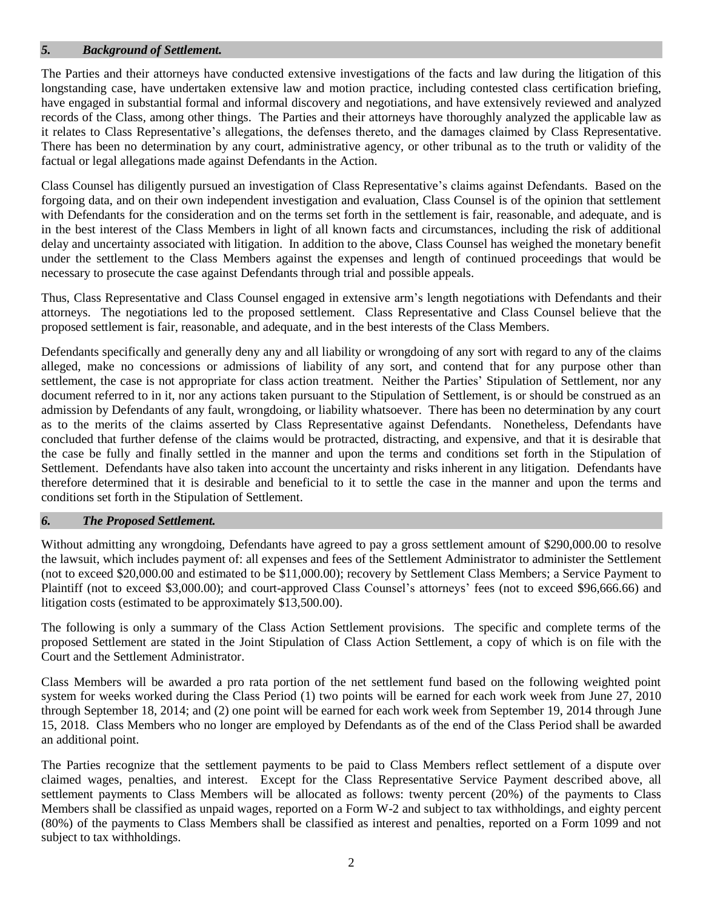## *5. Background of Settlement.*

The Parties and their attorneys have conducted extensive investigations of the facts and law during the litigation of this longstanding case, have undertaken extensive law and motion practice, including contested class certification briefing, have engaged in substantial formal and informal discovery and negotiations, and have extensively reviewed and analyzed records of the Class, among other things. The Parties and their attorneys have thoroughly analyzed the applicable law as it relates to Class Representative's allegations, the defenses thereto, and the damages claimed by Class Representative. There has been no determination by any court, administrative agency, or other tribunal as to the truth or validity of the factual or legal allegations made against Defendants in the Action.

Class Counsel has diligently pursued an investigation of Class Representative's claims against Defendants. Based on the forgoing data, and on their own independent investigation and evaluation, Class Counsel is of the opinion that settlement with Defendants for the consideration and on the terms set forth in the settlement is fair, reasonable, and adequate, and is in the best interest of the Class Members in light of all known facts and circumstances, including the risk of additional delay and uncertainty associated with litigation. In addition to the above, Class Counsel has weighed the monetary benefit under the settlement to the Class Members against the expenses and length of continued proceedings that would be necessary to prosecute the case against Defendants through trial and possible appeals.

Thus, Class Representative and Class Counsel engaged in extensive arm's length negotiations with Defendants and their attorneys. The negotiations led to the proposed settlement. Class Representative and Class Counsel believe that the proposed settlement is fair, reasonable, and adequate, and in the best interests of the Class Members.

Defendants specifically and generally deny any and all liability or wrongdoing of any sort with regard to any of the claims alleged, make no concessions or admissions of liability of any sort, and contend that for any purpose other than settlement, the case is not appropriate for class action treatment. Neither the Parties' Stipulation of Settlement, nor any document referred to in it, nor any actions taken pursuant to the Stipulation of Settlement, is or should be construed as an admission by Defendants of any fault, wrongdoing, or liability whatsoever. There has been no determination by any court as to the merits of the claims asserted by Class Representative against Defendants. Nonetheless, Defendants have concluded that further defense of the claims would be protracted, distracting, and expensive, and that it is desirable that the case be fully and finally settled in the manner and upon the terms and conditions set forth in the Stipulation of Settlement. Defendants have also taken into account the uncertainty and risks inherent in any litigation. Defendants have therefore determined that it is desirable and beneficial to it to settle the case in the manner and upon the terms and conditions set forth in the Stipulation of Settlement.

## *6. The Proposed Settlement.*

Without admitting any wrongdoing, Defendants have agreed to pay a gross settlement amount of $290,000.00 to resolve the lawsuit, which includes payment of: all expenses and fees of the Settlement Administrator to administer the Settlement (not to exceed $20,000.00 and estimated to be $11,000.00); recovery by Settlement Class Members; a Service Payment to Plaintiff (not to exceed $3,000.00); and court-approved Class Counsel's attorneys' fees (not to exceed $96,666.66) and litigation costs (estimated to be approximately $13,500.00).

The following is only a summary of the Class Action Settlement provisions. The specific and complete terms of the proposed Settlement are stated in the Joint Stipulation of Class Action Settlement, a copy of which is on file with the Court and the Settlement Administrator.

Class Members will be awarded a pro rata portion of the net settlement fund based on the following weighted point system for weeks worked during the Class Period (1) two points will be earned for each work week from June 27, 2010 through September 18, 2014; and (2) one point will be earned for each work week from September 19, 2014 through June 15, 2018. Class Members who no longer are employed by Defendants as of the end of the Class Period shall be awarded an additional point.

The Parties recognize that the settlement payments to be paid to Class Members reflect settlement of a dispute over claimed wages, penalties, and interest. Except for the Class Representative Service Payment described above, all settlement payments to Class Members will be allocated as follows: twenty percent (20%) of the payments to Class Members shall be classified as unpaid wages, reported on a Form W-2 and subject to tax withholdings, and eighty percent (80%) of the payments to Class Members shall be classified as interest and penalties, reported on a Form 1099 and not subject to tax withholdings.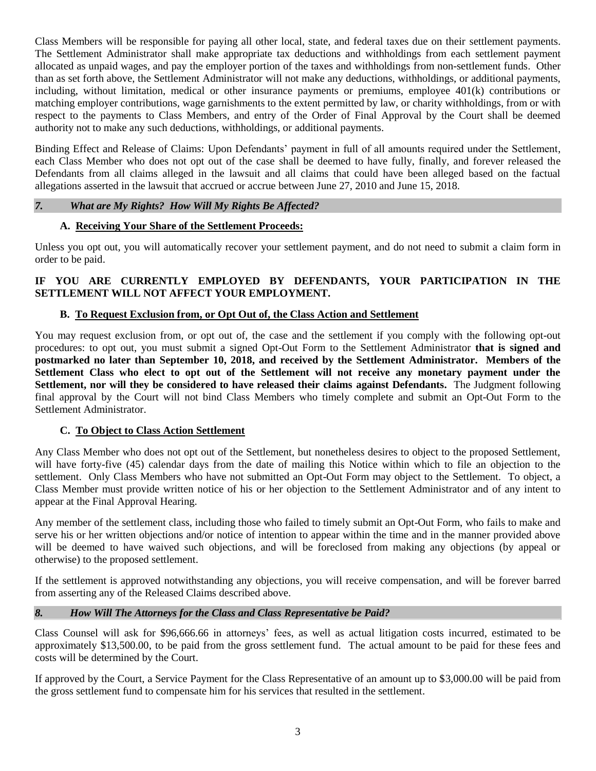Class Members will be responsible for paying all other local, state, and federal taxes due on their settlement payments. The Settlement Administrator shall make appropriate tax deductions and withholdings from each settlement payment allocated as unpaid wages, and pay the employer portion of the taxes and withholdings from non-settlement funds. Other than as set forth above, the Settlement Administrator will not make any deductions, withholdings, or additional payments, including, without limitation, medical or other insurance payments or premiums, employee 401(k) contributions or matching employer contributions, wage garnishments to the extent permitted by law, or charity withholdings, from or with respect to the payments to Class Members, and entry of the Order of Final Approval by the Court shall be deemed authority not to make any such deductions, withholdings, or additional payments.

Binding Effect and Release of Claims: Upon Defendants' payment in full of all amounts required under the Settlement, each Class Member who does not opt out of the case shall be deemed to have fully, finally, and forever released the Defendants from all claims alleged in the lawsuit and all claims that could have been alleged based on the factual allegations asserted in the lawsuit that accrued or accrue between June 27, 2010 and June 15, 2018.

## *7. What are My Rights? How Will My Rights Be Affected?*

### A. Receiving Your Share of the Settlement Proceeds:

Unless you opt out, you will automatically recover your settlement payment, and do not need to submit a claim form in order to be paid.

**IF YOU ARE CURRENTLY EMPLOYED BY DEFENDANTS, YOUR PARTICIPATION IN THE SETTLEMENT WILL NOT AFFECT YOUR EMPLOYMENT.**

### B. To Request Exclusion from, or Opt Out of, the Class Action and Settlement

You may request exclusion from, or opt out of, the case and the settlement if you comply with the following opt-out procedures: to opt out, you must submit a signed Opt-Out Form to the Settlement Administrator **that is signed and postmarked no later than September 10, 2018, and received by the Settlement Administrator. Members of the Settlement Class who elect to opt out of the Settlement will not receive any monetary payment under the Settlement, nor will they be considered to have released their claims against Defendants.** The Judgment following final approval by the Court will not bind Class Members who timely complete and submit an Opt-Out Form to the Settlement Administrator.

### C. To Object to Class Action Settlement

Any Class Member who does not opt out of the Settlement, but nonetheless desires to object to the proposed Settlement, will have forty-five (45) calendar days from the date of mailing this Notice within which to file an objection to the settlement. Only Class Members who have not submitted an Opt-Out Form may object to the Settlement. To object, a Class Member must provide written notice of his or her objection to the Settlement Administrator and of any intent to appear at the Final Approval Hearing.

Any member of the settlement class, including those who failed to timely submit an Opt-Out Form, who fails to make and serve his or her written objections and/or notice of intention to appear within the time and in the manner provided above will be deemed to have waived such objections, and will be foreclosed from making any objections (by appeal or otherwise) to the proposed settlement.

If the settlement is approved notwithstanding any objections, you will receive compensation, and will be forever barred from asserting any of the Released Claims described above.

## *8. How Will The Attorneys for the Class and Class Representative be Paid?*

Class Counsel will ask for $96,666.66 in attorneys' fees, as well as actual litigation costs incurred, estimated to be approximately $13,500.00, to be paid from the gross settlement fund. The actual amount to be paid for these fees and costs will be determined by the Court.

If approved by the Court, a Service Payment for the Class Representative of an amount up to $3,000.00 will be paid from the gross settlement fund to compensate him for his services that resulted in the settlement.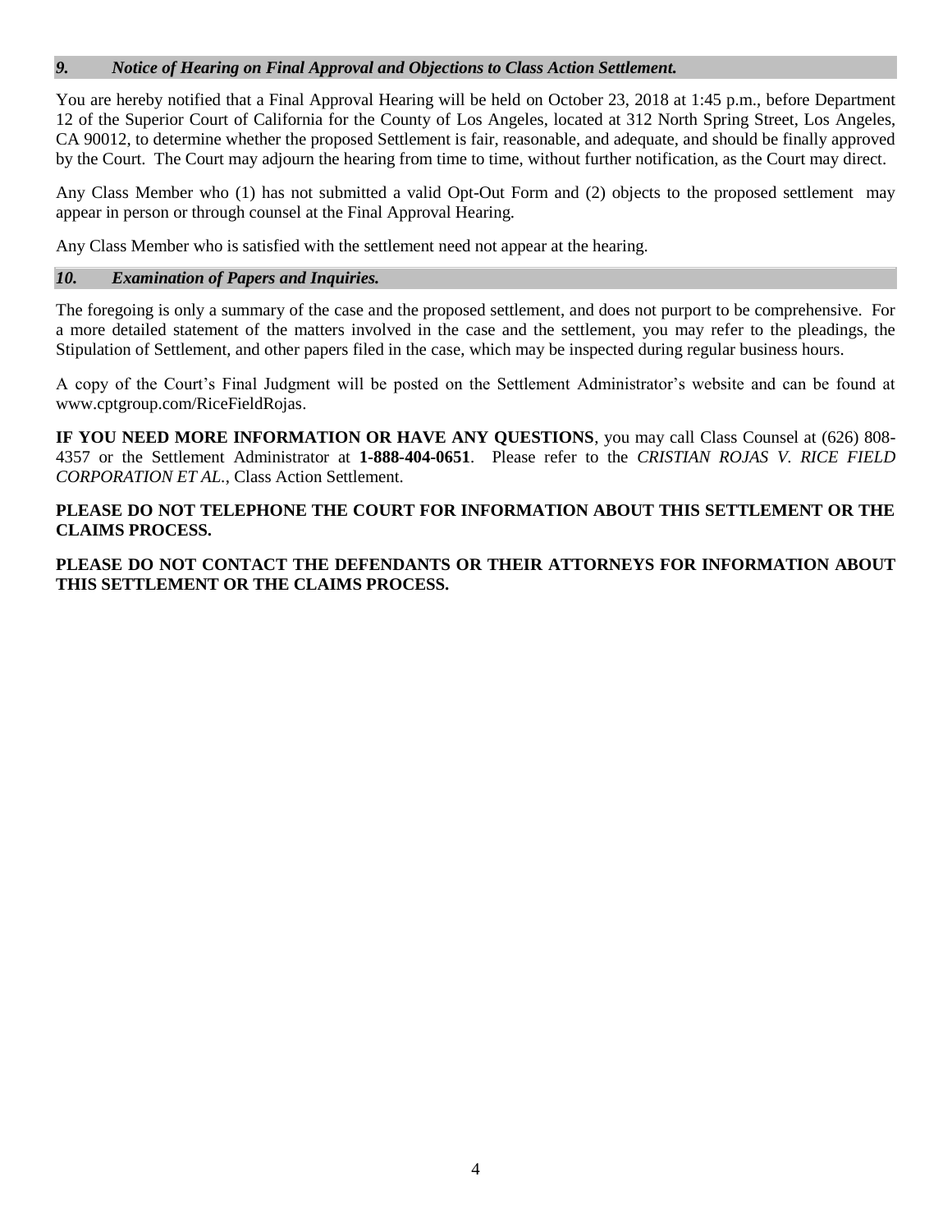### *9. Notice of Hearing on Final Approval and Objections to Class Action Settlement.*

You are hereby notified that a Final Approval Hearing will be held on October 23, 2018 at 1:45 p.m., before Department 12 of the Superior Court of California for the County of Los Angeles, located at 312 North Spring Street, Los Angeles, CA 90012, to determine whether the proposed Settlement is fair, reasonable, and adequate, and should be finally approved by the Court. The Court may adjourn the hearing from time to time, without further notification, as the Court may direct.

Any Class Member who (1) has not submitted a valid Opt-Out Form and (2) objects to the proposed settlement may appear in person or through counsel at the Final Approval Hearing.

Any Class Member who is satisfied with the settlement need not appear at the hearing.

### *10. Examination of Papers and Inquiries.*

The foregoing is only a summary of the case and the proposed settlement, and does not purport to be comprehensive. For a more detailed statement of the matters involved in the case and the settlement, you may refer to the pleadings, the Stipulation of Settlement, and other papers filed in the case, which may be inspected during regular business hours.

A copy of the Court's Final Judgment will be posted on the Settlement Administrator's website and can be found at www.cptgroup.com/RiceFieldRojas.

**IF YOU NEED MORE INFORMATION OR HAVE ANY QUESTIONS**, you may call Class Counsel at (626) 808-4357 or the Settlement Administrator at **1-888-404-0651**. Please refer to the *CRISTIAN ROJAS V. RICE FIELD CORPORATION ET AL.*, Class Action Settlement.

**PLEASE DO NOT TELEPHONE THE COURT FOR INFORMATION ABOUT THIS SETTLEMENT OR THE CLAIMS PROCESS.**

**PLEASE DO NOT CONTACT THE DEFENDANTS OR THEIR ATTORNEYS FOR INFORMATION ABOUT THIS SETTLEMENT OR THE CLAIMS PROCESS.**